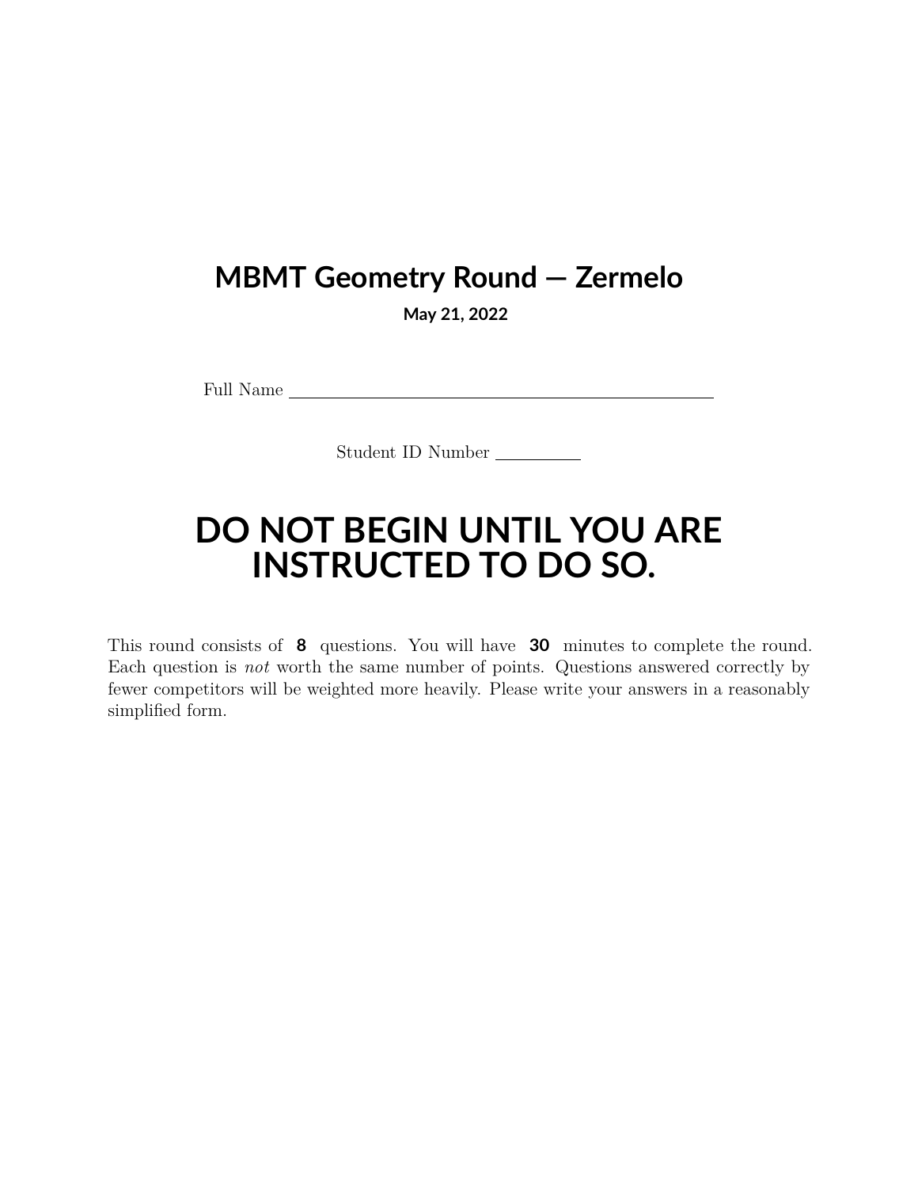# MBMT Geometry Round — Zermelo

**May 21, 2022**

Full Name \_\_\_\_\_\_\_\_\_\_\_\_\_\_\_\_\_\_\_\_\_\_\_\_\_\_\_\_\_\_\_\_\_\_\_\_\_\_\_\_

Student ID Number \_\_\_\_\_\_\_\_\_\_

# DO NOT BEGIN UNTIL YOU ARE INSTRUCTED TO DO SO.

This round consists of **8** questions. You will have **30** minutes to complete the round. Each question is *not* worth the same number of points. Questions answered correctly by fewer competitors will be weighted more heavily. Please write your answers in a reasonably simplified form.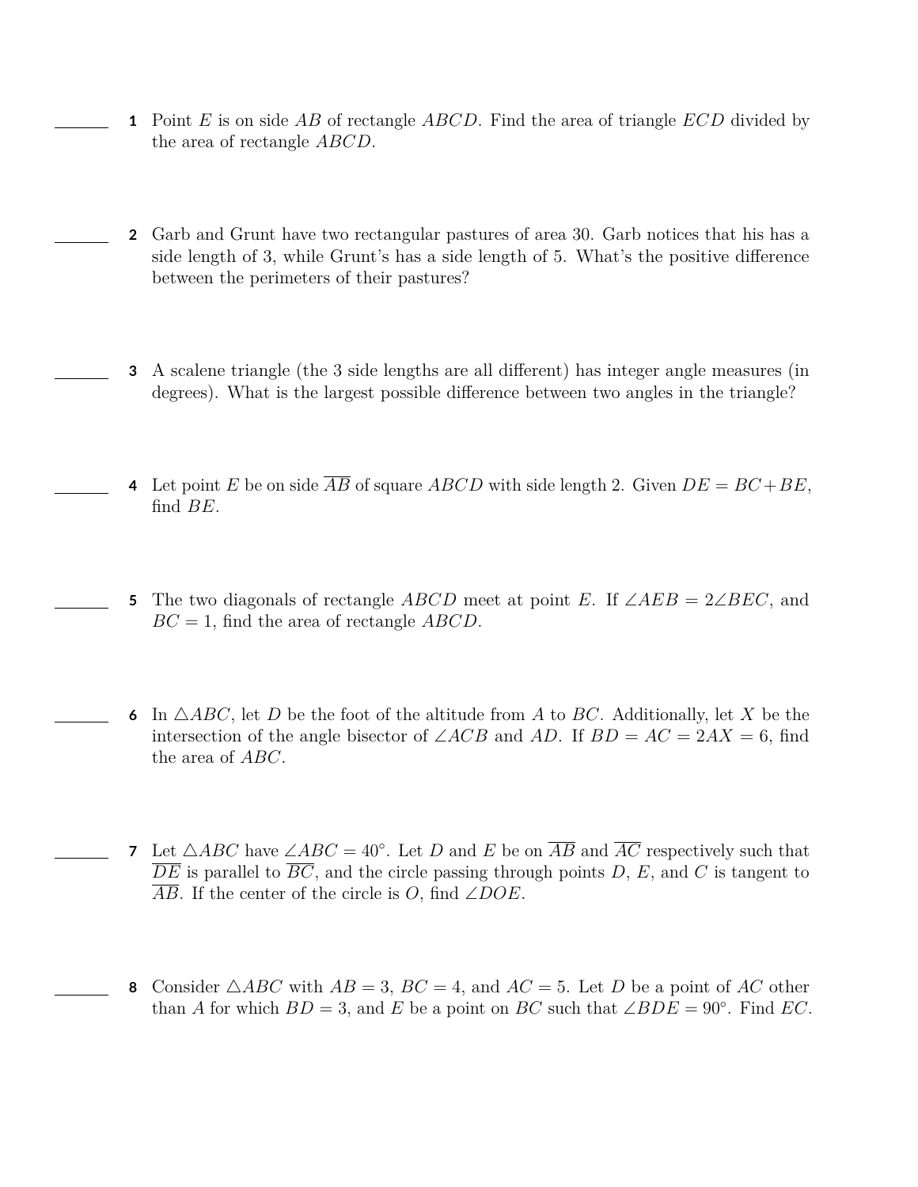______ **1** Point $E$ is on side $AB$ of rectangle $ABCD$. Find the area of triangle $ECD$ divided by the area of rectangle $ABCD$.

______ **2** Garb and Grunt have two rectangular pastures of area 30. Garb notices that his has a side length of 3, while Grunt's has a side length of 5. What's the positive difference between the perimeters of their pastures?

______ **3** A scalene triangle (the 3 side lengths are all different) has integer angle measures (in degrees). What is the largest possible difference between two angles in the triangle?

______ **4** Let point $E$ be on side $\overline{AB}$ of square $ABCD$ with side length 2. Given $DE = BC + BE$, find $BE$.

______ **5** The two diagonals of rectangle $ABCD$ meet at point $E$. If $\angle AEB = 2\angle BEC$, and $BC = 1$, find the area of rectangle $ABCD$.

______ **6** In $\triangle ABC$, let $D$ be the foot of the altitude from $A$ to $BC$. Additionally, let $X$ be the intersection of the angle bisector of $\angle ACB$ and $AD$. If $BD = AC = 2AX = 6$, find the area of $ABC$.

______ **7** Let $\triangle ABC$ have $\angle ABC = 40^\circ$. Let $D$ and $E$ be on $\overline{AB}$ and $\overline{AC}$ respectively such that $\overline{DE}$ is parallel to $\overline{BC}$, and the circle passing through points $D$, $E$, and $C$ is tangent to $\overline{AB}$. If the center of the circle is $O$, find $\angle DOE$.

______ **8** Consider $\triangle ABC$ with $AB = 3$, $BC = 4$, and $AC = 5$. Let $D$ be a point of $AC$ other than $A$ for which $BD = 3$, and $E$ be a point on $BC$ such that $\angle BDE = 90^\circ$. Find $EC$.